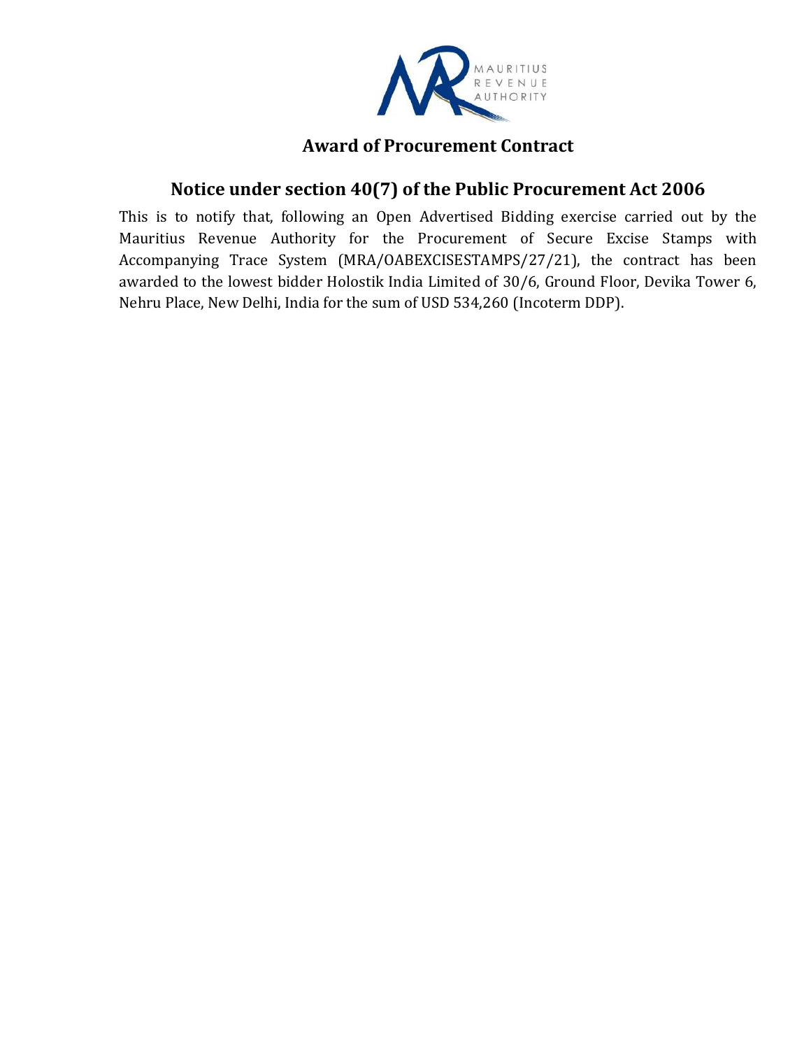MAURITIUS REVENUE AUTHORITY

## Award of Procurement Contract

## Notice under section 40(7) of the Public Procurement Act 2006

This is to notify that, following an Open Advertised Bidding exercise carried out by the Mauritius Revenue Authority for the Procurement of Secure Excise Stamps with Accompanying Trace System (MRA/OABEXCISESTAMPS/27/21), the contract has been awarded to the lowest bidder Holostik India Limited of 30/6, Ground Floor, Devika Tower 6, Nehru Place, New Delhi, India for the sum of USD 534,260 (Incoterm DDP).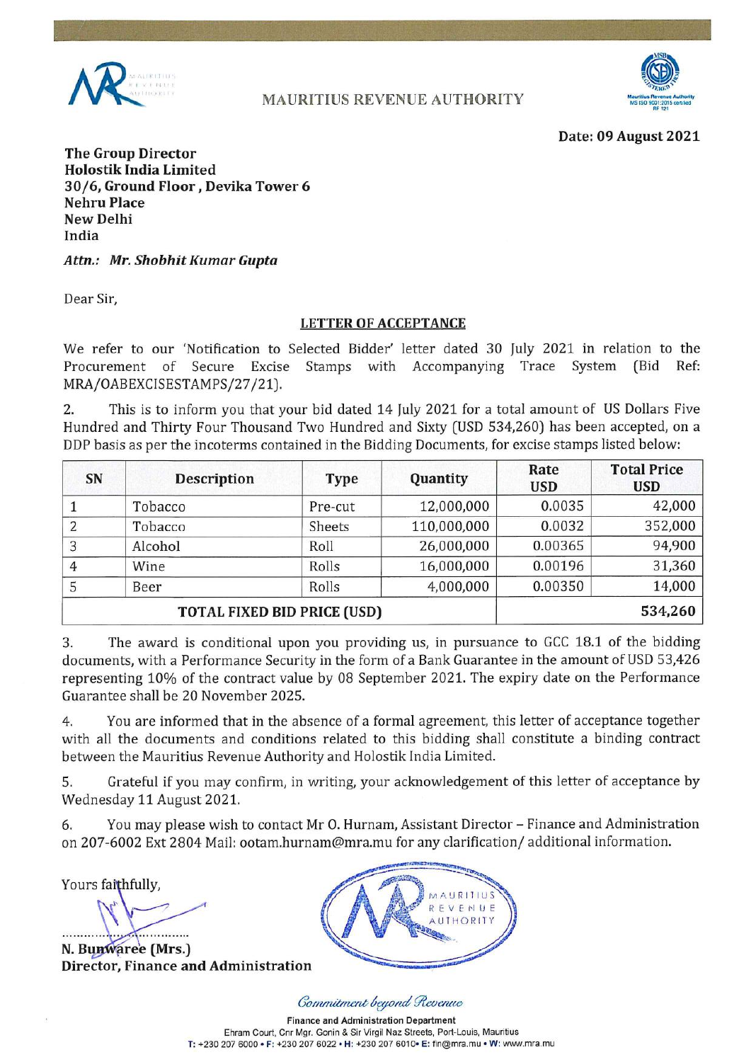MAURITIUS REVENUE AUTHORITY

**Date: 09 August 2021**

**The Group Director**
**Holostik India Limited**
**30/6, Ground Floor, Devika Tower 6**
**Nehru Place**
**New Delhi**
**India**

***Attn.: Mr. Shobhit Kumar Gupta***

Dear Sir,

**LETTER OF ACCEPTANCE**

We refer to our 'Notification to Selected Bidder' letter dated 30 July 2021 in relation to the Procurement of Secure Excise Stamps with Accompanying Trace System (Bid Ref: MRA/OABEXCISESTAMPS/27/21).

2. This is to inform you that your bid dated 14 July 2021 for a total amount of US Dollars Five Hundred and Thirty Four Thousand Two Hundred and Sixty (USD 534,260) has been accepted, on a DDP basis as per the incoterms contained in the Bidding Documents, for excise stamps listed below:

| SN | Description | Type | Quantity | Rate USD | Total Price USD |
|---|---|---|---|---|---|
| 1 | Tobacco | Pre-cut | 12,000,000 | 0.0035 | 42,000 |
| 2 | Tobacco | Sheets | 110,000,000 | 0.0032 | 352,000 |
| 3 | Alcohol | Roll | 26,000,000 | 0.00365 | 94,900 |
| 4 | Wine | Rolls | 16,000,000 | 0.00196 | 31,360 |
| 5 | Beer | Rolls | 4,000,000 | 0.00350 | 14,000 |
| **TOTAL FIXED BID PRICE (USD)** | | | | | **534,260** |

3. The award is conditional upon you providing us, in pursuance to GCC 18.1 of the bidding documents, with a Performance Security in the form of a Bank Guarantee in the amount of USD 53,426 representing 10% of the contract value by 08 September 2021. The expiry date on the Performance Guarantee shall be 20 November 2025.

4. You are informed that in the absence of a formal agreement, this letter of acceptance together with all the documents and conditions related to this bidding shall constitute a binding contract between the Mauritius Revenue Authority and Holostik India Limited.

5. Grateful if you may confirm, in writing, your acknowledgement of this letter of acceptance by Wednesday 11 August 2021.

6. You may please wish to contact Mr O. Hurnam, Assistant Director – Finance and Administration on 207-6002 Ext 2804 Mail: ootam.hurnam@mra.mu for any clarification/ additional information.

Yours faithfully,

.......................................
**N. Bunwaree (Mrs.)**
**Director, Finance and Administration**

*Commitment beyond Revenue*

Finance and Administration Department
Ehram Court, Cnr Mgr. Gonin & Sir Virgil Naz Streets, Port-Louis, Mauritius
T: +230 207 6000 • F: +230 207 6022 • H: +230 207 6010 • E: fin@mra.mu • W: www.mra.mu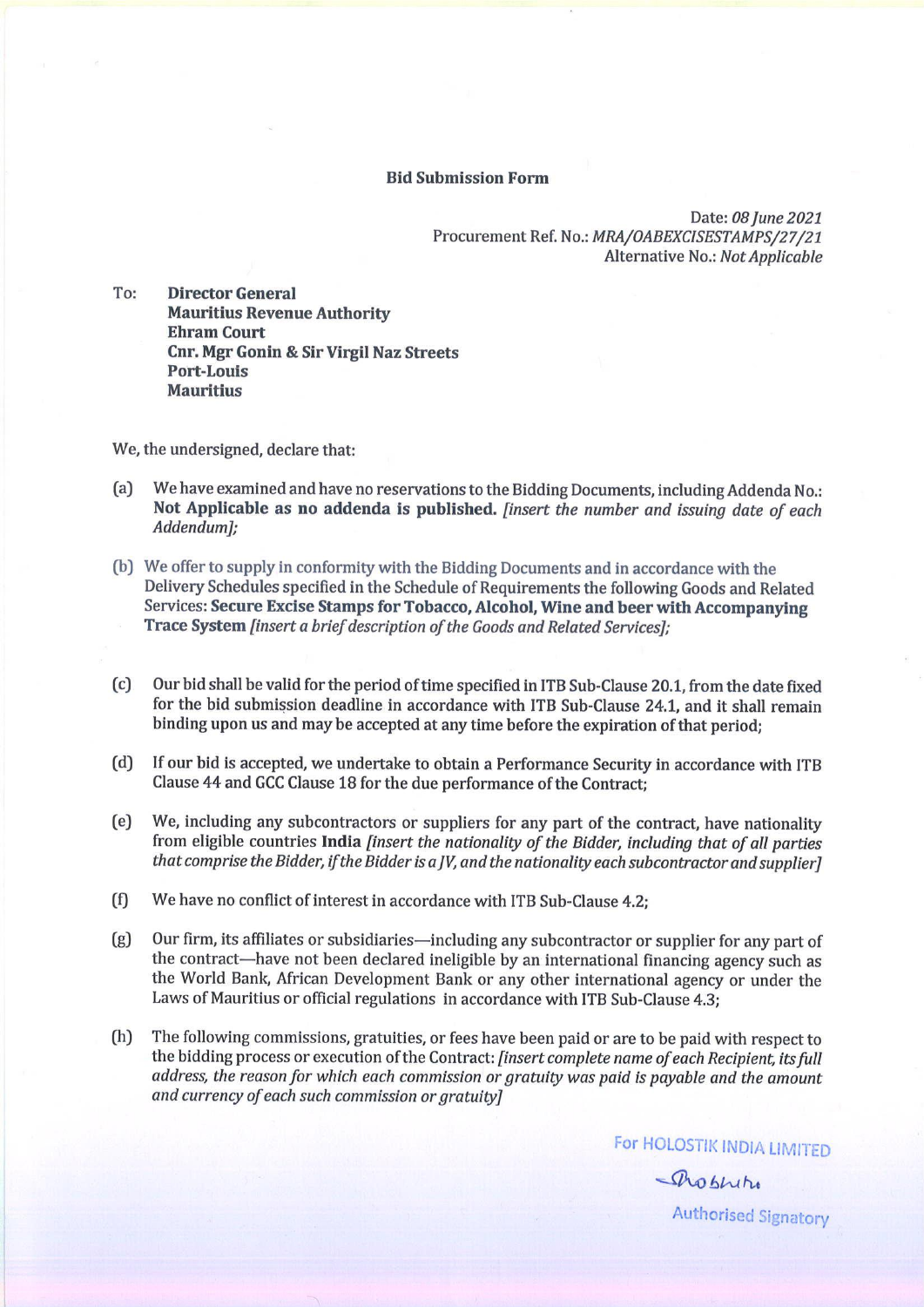## Bid Submission Form

Date: *08 June 2021*
Procurement Ref. No.: *MRA/OABEXCISESTAMPS/27/21*
Alternative No.: *Not Applicable*

To: **Director General**
**Mauritius Revenue Authority**
**Ehram Court**
**Cnr. Mgr Gonin & Sir Virgil Naz Streets**
**Port-Louis**
**Mauritius**

We, the undersigned, declare that:

(a) We have examined and have no reservations to the Bidding Documents, including Addenda No.: **Not Applicable as no addenda is published.** *[insert the number and issuing date of each Addendum];*

(b) We offer to supply in conformity with the Bidding Documents and in accordance with the Delivery Schedules specified in the Schedule of Requirements the following Goods and Related Services: **Secure Excise Stamps for Tobacco, Alcohol, Wine and beer with Accompanying Trace System** *[insert a brief description of the Goods and Related Services];*

(c) Our bid shall be valid for the period of time specified in ITB Sub-Clause 20.1, from the date fixed for the bid submission deadline in accordance with ITB Sub-Clause 24.1, and it shall remain binding upon us and may be accepted at any time before the expiration of that period;

(d) If our bid is accepted, we undertake to obtain a Performance Security in accordance with ITB Clause 44 and GCC Clause 18 for the due performance of the Contract;

(e) We, including any subcontractors or suppliers for any part of the contract, have nationality from eligible countries **India** *[insert the nationality of the Bidder, including that of all parties that comprise the Bidder, if the Bidder is a JV, and the nationality each subcontractor and supplier]*

(f) We have no conflict of interest in accordance with ITB Sub-Clause 4.2;

(g) Our firm, its affiliates or subsidiaries—including any subcontractor or supplier for any part of the contract—have not been declared ineligible by an international financing agency such as the World Bank, African Development Bank or any other international agency or under the Laws of Mauritius or official regulations in accordance with ITB Sub-Clause 4.3;

(h) The following commissions, gratuities, or fees have been paid or are to be paid with respect to the bidding process or execution of the Contract: *[insert complete name of each Recipient, its full address, the reason for which each commission or gratuity was paid is payable and the amount and currency of each such commission or gratuity]*

For HOLOSTIK INDIA LIMITED

Authorised Signatory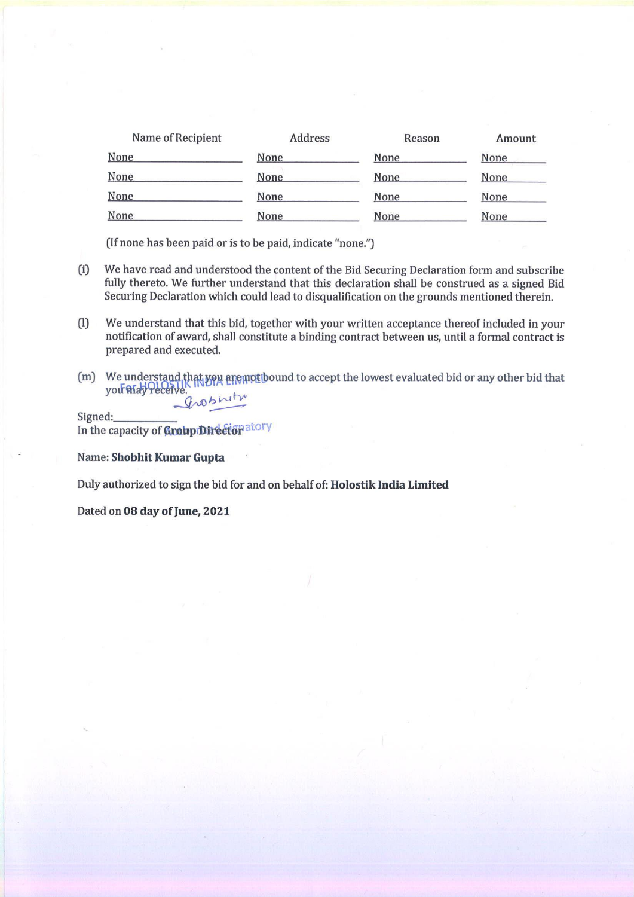| Name of Recipient | Address | Reason | Amount |
|---|---|---|---|
| None | None | None | None |
| None | None | None | None |
| None | None | None | None |
| None | None | None | None |

(If none has been paid or is to be paid, indicate "none.")

(i) We have read and understood the content of the Bid Securing Declaration form and subscribe fully thereto. We further understand that this declaration shall be construed as a signed Bid Securing Declaration which could lead to disqualification on the grounds mentioned therein.

(l) We understand that this bid, together with your written acceptance thereof included in your notification of award, shall constitute a binding contract between us, until a formal contract is prepared and executed.

(m) We understand that you are not bound to accept the lowest evaluated bid or any other bid that you may receive.

For HOLOSTIK INDIA LIMITED

Signed:\_\_\_\_\_\_\_\_\_\_\_

In the capacity of **Group Director**

Authorised Signatory

Name: **Shobhit Kumar Gupta**

Duly authorized to sign the bid for and on behalf of: **Holostik India Limited**

Dated on **08 day of June, 2021**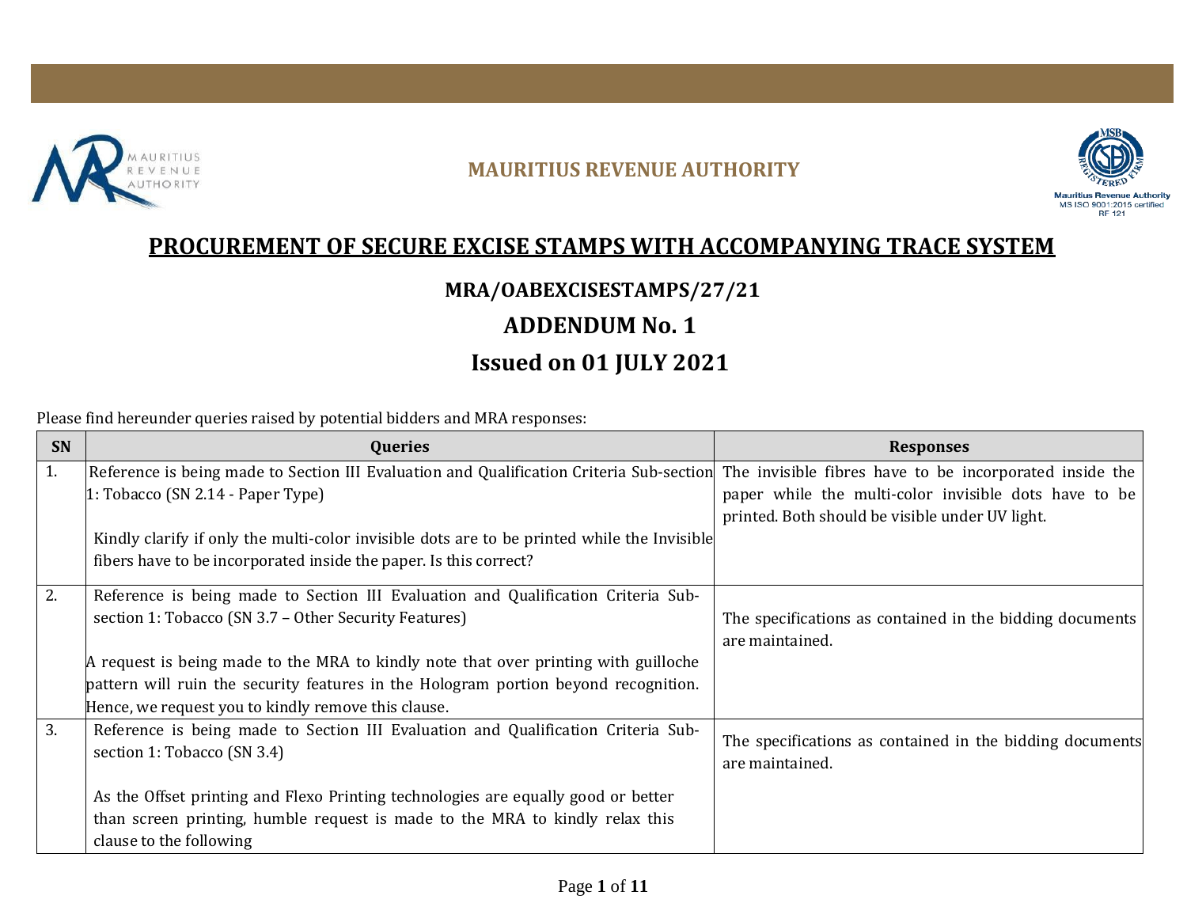MAURITIUS REVENUE AUTHORITY

Mauritius Revenue Authority
MS ISO 9001:2015 certified
RF 121

# PROCUREMENT OF SECURE EXCISE STAMPS WITH ACCOMPANYING TRACE SYSTEM

## MRA/OABEXCISESTAMPS/27/21

## ADDENDUM No. 1

## Issued on 01 JULY 2021

Please find hereunder queries raised by potential bidders and MRA responses:

| SN | Queries | Responses |
|---|---|---|
| 1. | Reference is being made to Section III Evaluation and Qualification Criteria Sub-section 1: Tobacco (SN 2.14 - Paper Type)<br><br>Kindly clarify if only the multi-color invisible dots are to be printed while the Invisible fibers have to be incorporated inside the paper. Is this correct? | The invisible fibres have to be incorporated inside the paper while the multi-color invisible dots have to be printed. Both should be visible under UV light. |
| 2. | Reference is being made to Section III Evaluation and Qualification Criteria Sub-section 1: Tobacco (SN 3.7 – Other Security Features)<br><br>A request is being made to the MRA to kindly note that over printing with guilloche pattern will ruin the security features in the Hologram portion beyond recognition. Hence, we request you to kindly remove this clause. | The specifications as contained in the bidding documents are maintained. |
| 3. | Reference is being made to Section III Evaluation and Qualification Criteria Sub-section 1: Tobacco (SN 3.4)<br><br>As the Offset printing and Flexo Printing technologies are equally good or better than screen printing, humble request is made to the MRA to kindly relax this clause to the following | The specifications as contained in the bidding documents are maintained. |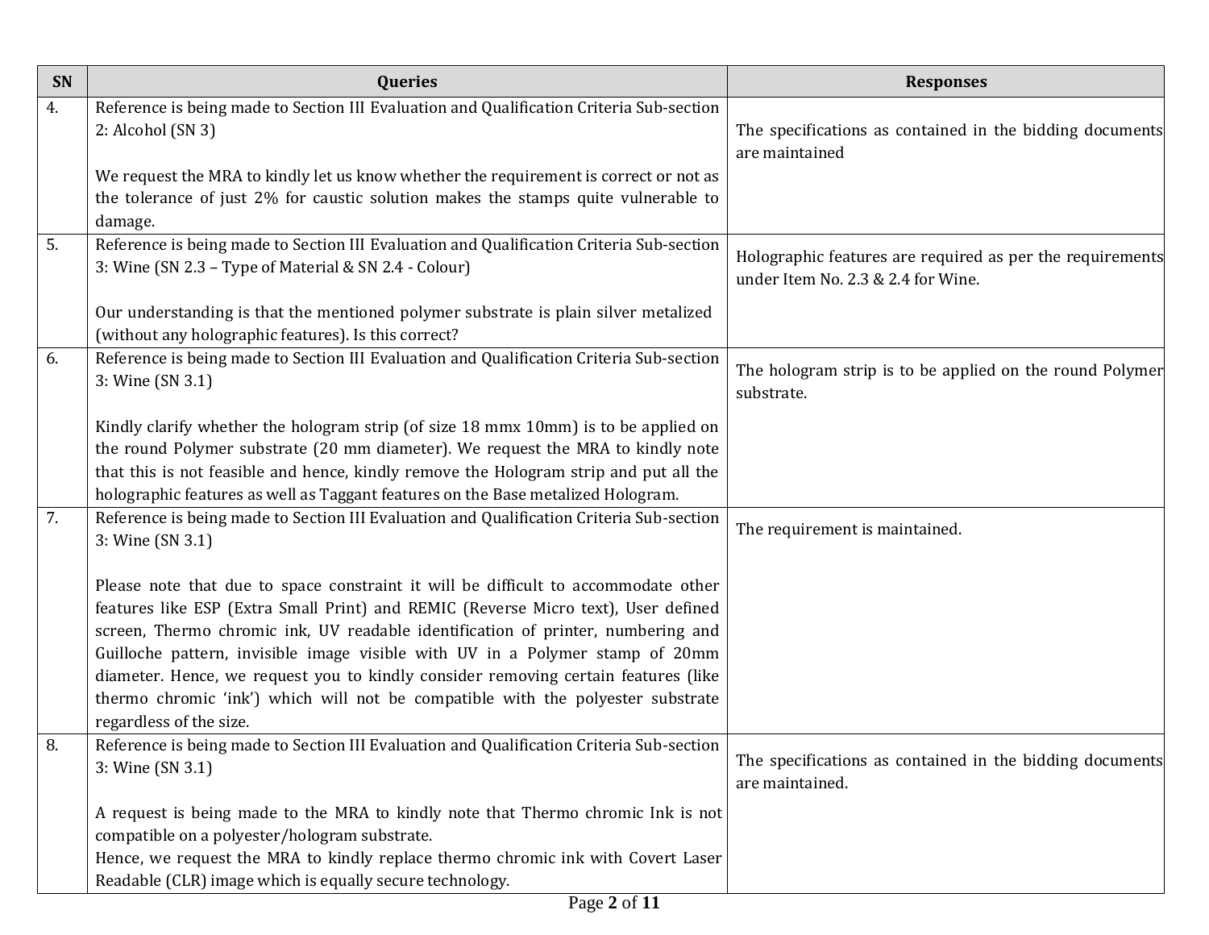| SN | Queries | Responses |
|---|---|---|
| 4. | Reference is being made to Section III Evaluation and Qualification Criteria Sub-section 2: Alcohol (SN 3)<br><br>We request the MRA to kindly let us know whether the requirement is correct or not as the tolerance of just 2% for caustic solution makes the stamps quite vulnerable to damage. | The specifications as contained in the bidding documents are maintained |
| 5. | Reference is being made to Section III Evaluation and Qualification Criteria Sub-section 3: Wine (SN 2.3 – Type of Material & SN 2.4 - Colour)<br><br>Our understanding is that the mentioned polymer substrate is plain silver metalized (without any holographic features). Is this correct? | Holographic features are required as per the requirements under Item No. 2.3 & 2.4 for Wine. |
| 6. | Reference is being made to Section III Evaluation and Qualification Criteria Sub-section 3: Wine (SN 3.1)<br><br>Kindly clarify whether the hologram strip (of size 18 mmx 10mm) is to be applied on the round Polymer substrate (20 mm diameter). We request the MRA to kindly note that this is not feasible and hence, kindly remove the Hologram strip and put all the holographic features as well as Taggant features on the Base metalized Hologram. | The hologram strip is to be applied on the round Polymer substrate. |
| 7. | Reference is being made to Section III Evaluation and Qualification Criteria Sub-section 3: Wine (SN 3.1)<br><br>Please note that due to space constraint it will be difficult to accommodate other features like ESP (Extra Small Print) and REMIC (Reverse Micro text), User defined screen, Thermo chromic ink, UV readable identification of printer, numbering and Guilloche pattern, invisible image visible with UV in a Polymer stamp of 20mm diameter. Hence, we request you to kindly consider removing certain features (like thermo chromic 'ink') which will not be compatible with the polyester substrate regardless of the size. | The requirement is maintained. |
| 8. | Reference is being made to Section III Evaluation and Qualification Criteria Sub-section 3: Wine (SN 3.1)<br><br>A request is being made to the MRA to kindly note that Thermo chromic Ink is not compatible on a polyester/hologram substrate.<br>Hence, we request the MRA to kindly replace thermo chromic ink with Covert Laser Readable (CLR) image which is equally secure technology. | The specifications as contained in the bidding documents are maintained. |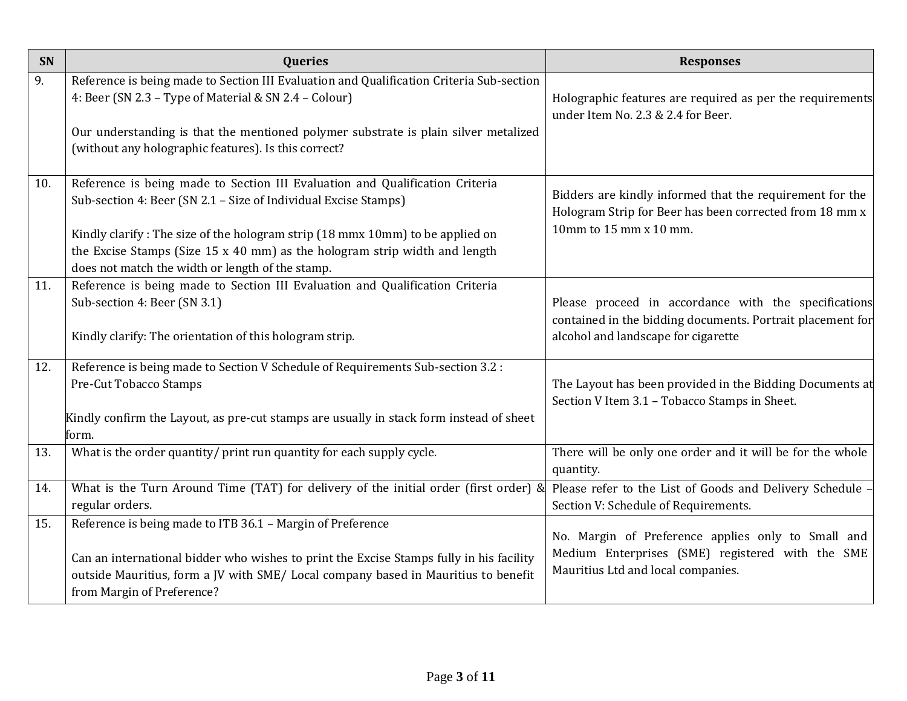| SN | Queries | Responses |
|---|---|---|
| 9. | Reference is being made to Section III Evaluation and Qualification Criteria Sub-section 4: Beer (SN 2.3 – Type of Material & SN 2.4 – Colour)<br><br>Our understanding is that the mentioned polymer substrate is plain silver metalized (without any holographic features). Is this correct? | Holographic features are required as per the requirements under Item No. 2.3 & 2.4 for Beer. |
| 10. | Reference is being made to Section III Evaluation and Qualification Criteria Sub-section 4: Beer (SN 2.1 – Size of Individual Excise Stamps)<br><br>Kindly clarify : The size of the hologram strip (18 mmx 10mm) to be applied on the Excise Stamps (Size 15 x 40 mm) as the hologram strip width and length does not match the width or length of the stamp. | Bidders are kindly informed that the requirement for the Hologram Strip for Beer has been corrected from 18 mm x 10mm to 15 mm x 10 mm. |
| 11. | Reference is being made to Section III Evaluation and Qualification Criteria Sub-section 4: Beer (SN 3.1)<br><br>Kindly clarify: The orientation of this hologram strip. | Please proceed in accordance with the specifications contained in the bidding documents. Portrait placement for alcohol and landscape for cigarette |
| 12. | Reference is being made to Section V Schedule of Requirements Sub-section 3.2 : Pre-Cut Tobacco Stamps<br><br>Kindly confirm the Layout, as pre-cut stamps are usually in stack form instead of sheet form. | The Layout has been provided in the Bidding Documents at Section V Item 3.1 – Tobacco Stamps in Sheet. |
| 13. | What is the order quantity/ print run quantity for each supply cycle. | There will be only one order and it will be for the whole quantity. |
| 14. | What is the Turn Around Time (TAT) for delivery of the initial order (first order) & regular orders. | Please refer to the List of Goods and Delivery Schedule – Section V: Schedule of Requirements. |
| 15. | Reference is being made to ITB 36.1 – Margin of Preference<br><br>Can an international bidder who wishes to print the Excise Stamps fully in his facility outside Mauritius, form a JV with SME/ Local company based in Mauritius to benefit from Margin of Preference? | No. Margin of Preference applies only to Small and Medium Enterprises (SME) registered with the SME Mauritius Ltd and local companies. |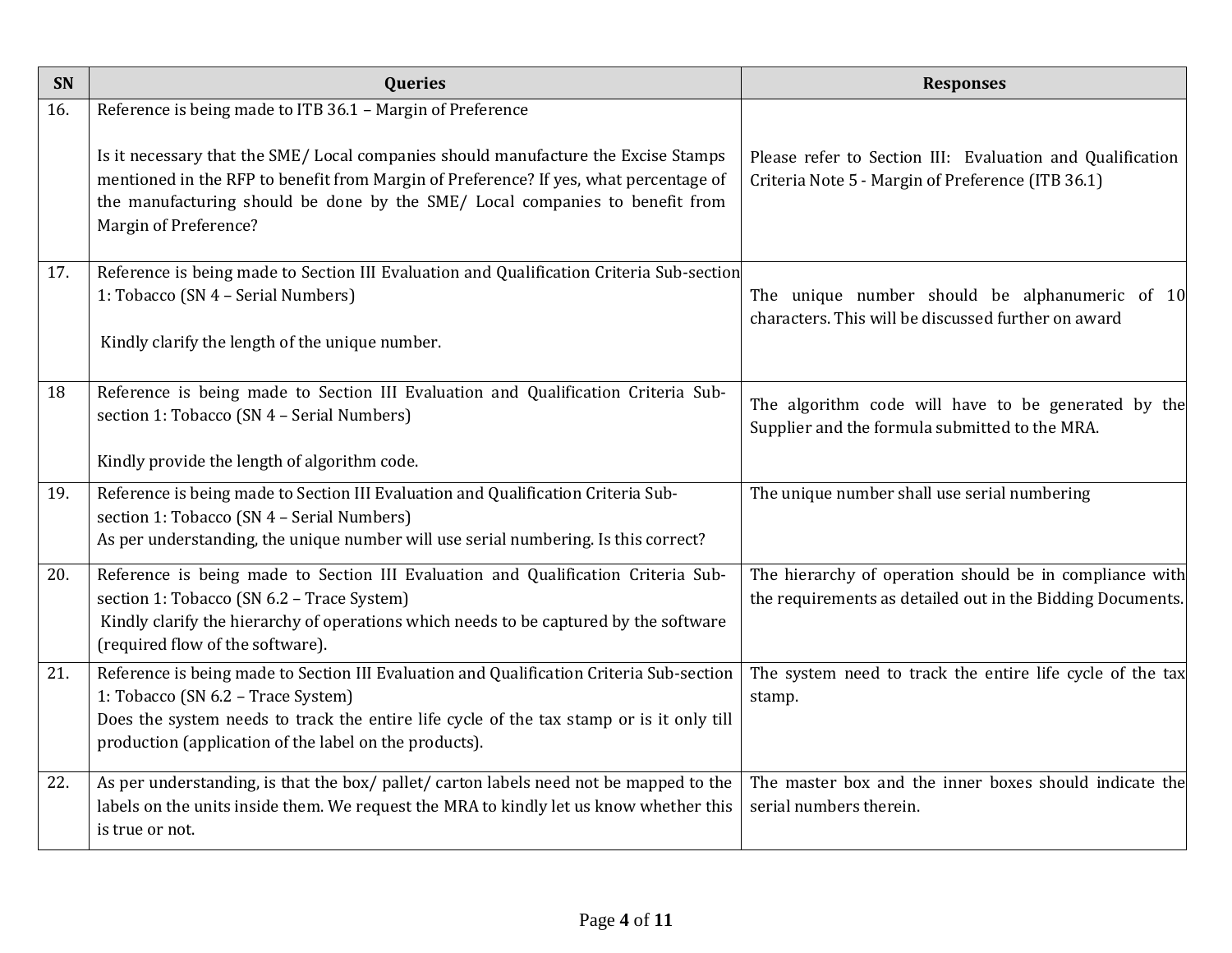| SN | Queries | Responses |
| --- | --- | --- |
| 16. | Reference is being made to ITB 36.1 – Margin of Preference<br><br>Is it necessary that the SME/ Local companies should manufacture the Excise Stamps mentioned in the RFP to benefit from Margin of Preference? If yes, what percentage of the manufacturing should be done by the SME/ Local companies to benefit from Margin of Preference? | Please refer to Section III: Evaluation and Qualification Criteria Note 5 - Margin of Preference (ITB 36.1) |
| 17. | Reference is being made to Section III Evaluation and Qualification Criteria Sub-section 1: Tobacco (SN 4 – Serial Numbers)<br><br>Kindly clarify the length of the unique number. | The unique number should be alphanumeric of 10 characters. This will be discussed further on award |
| 18 | Reference is being made to Section III Evaluation and Qualification Criteria Sub-section 1: Tobacco (SN 4 – Serial Numbers)<br><br>Kindly provide the length of algorithm code. | The algorithm code will have to be generated by the Supplier and the formula submitted to the MRA. |
| 19. | Reference is being made to Section III Evaluation and Qualification Criteria Sub-section 1: Tobacco (SN 4 – Serial Numbers)<br>As per understanding, the unique number will use serial numbering. Is this correct? | The unique number shall use serial numbering |
| 20. | Reference is being made to Section III Evaluation and Qualification Criteria Sub-section 1: Tobacco (SN 6.2 – Trace System)<br>Kindly clarify the hierarchy of operations which needs to be captured by the software (required flow of the software). | The hierarchy of operation should be in compliance with the requirements as detailed out in the Bidding Documents. |
| 21. | Reference is being made to Section III Evaluation and Qualification Criteria Sub-section 1: Tobacco (SN 6.2 – Trace System)<br>Does the system needs to track the entire life cycle of the tax stamp or is it only till production (application of the label on the products). | The system need to track the entire life cycle of the tax stamp. |
| 22. | As per understanding, is that the box/ pallet/ carton labels need not be mapped to the labels on the units inside them. We request the MRA to kindly let us know whether this is true or not. | The master box and the inner boxes should indicate the serial numbers therein. |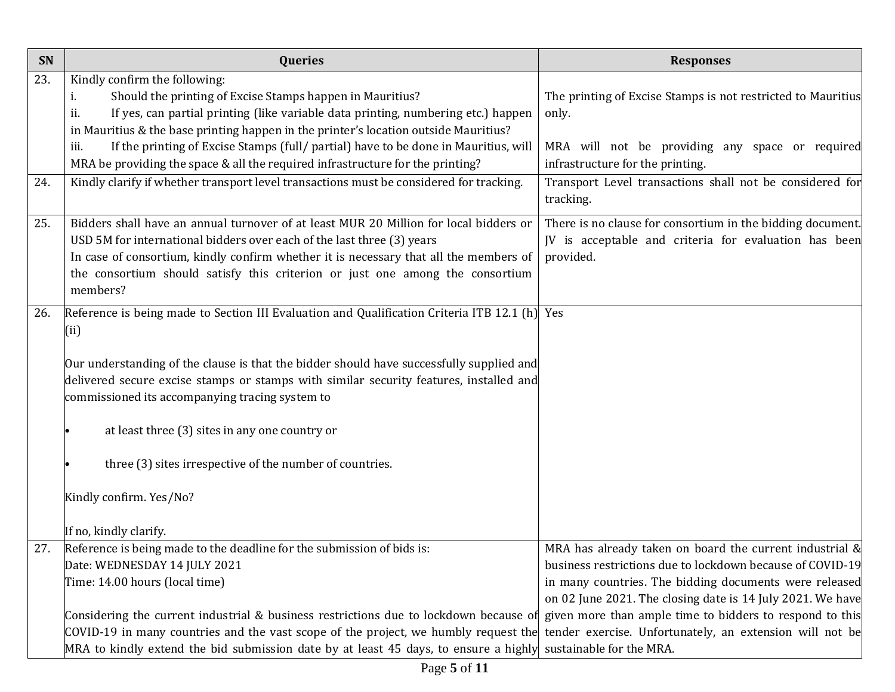| SN | Queries | Responses |
|---|---|---|
| 23. | Kindly confirm the following:<br>i. Should the printing of Excise Stamps happen in Mauritius?<br>ii. If yes, can partial printing (like variable data printing, numbering etc.) happen in Mauritius & the base printing happen in the printer's location outside Mauritius?<br>iii. If the printing of Excise Stamps (full/ partial) have to be done in Mauritius, will MRA be providing the space & all the required infrastructure for the printing? | The printing of Excise Stamps is not restricted to Mauritius only.<br><br>MRA will not be providing any space or required infrastructure for the printing. |
| 24. | Kindly clarify if whether transport level transactions must be considered for tracking. | Transport Level transactions shall not be considered for tracking. |
| 25. | Bidders shall have an annual turnover of at least MUR 20 Million for local bidders or USD 5M for international bidders over each of the last three (3) years<br>In case of consortium, kindly confirm whether it is necessary that all the members of the consortium should satisfy this criterion or just one among the consortium members? | There is no clause for consortium in the bidding document. JV is acceptable and criteria for evaluation has been provided. |
| 26. | Reference is being made to Section III Evaluation and Qualification Criteria ITB 12.1 (h) (ii)<br><br>Our understanding of the clause is that the bidder should have successfully supplied and delivered secure excise stamps or stamps with similar security features, installed and commissioned its accompanying tracing system to<br><br>• at least three (3) sites in any one country or<br><br>• three (3) sites irrespective of the number of countries.<br><br>Kindly confirm. Yes/No?<br><br>If no, kindly clarify. | Yes |
| 27. | Reference is being made to the deadline for the submission of bids is:<br>Date: WEDNESDAY 14 JULY 2021<br>Time: 14.00 hours (local time)<br><br>Considering the current industrial & business restrictions due to lockdown because of COVID-19 in many countries and the vast scope of the project, we humbly request the MRA to kindly extend the bid submission date by at least 45 days, to ensure a highly | MRA has already taken on board the current industrial & business restrictions due to lockdown because of COVID-19 in many countries. The bidding documents were released on 02 June 2021. The closing date is 14 July 2021. We have given more than ample time to bidders to respond to this tender exercise. Unfortunately, an extension will not be sustainable for the MRA. |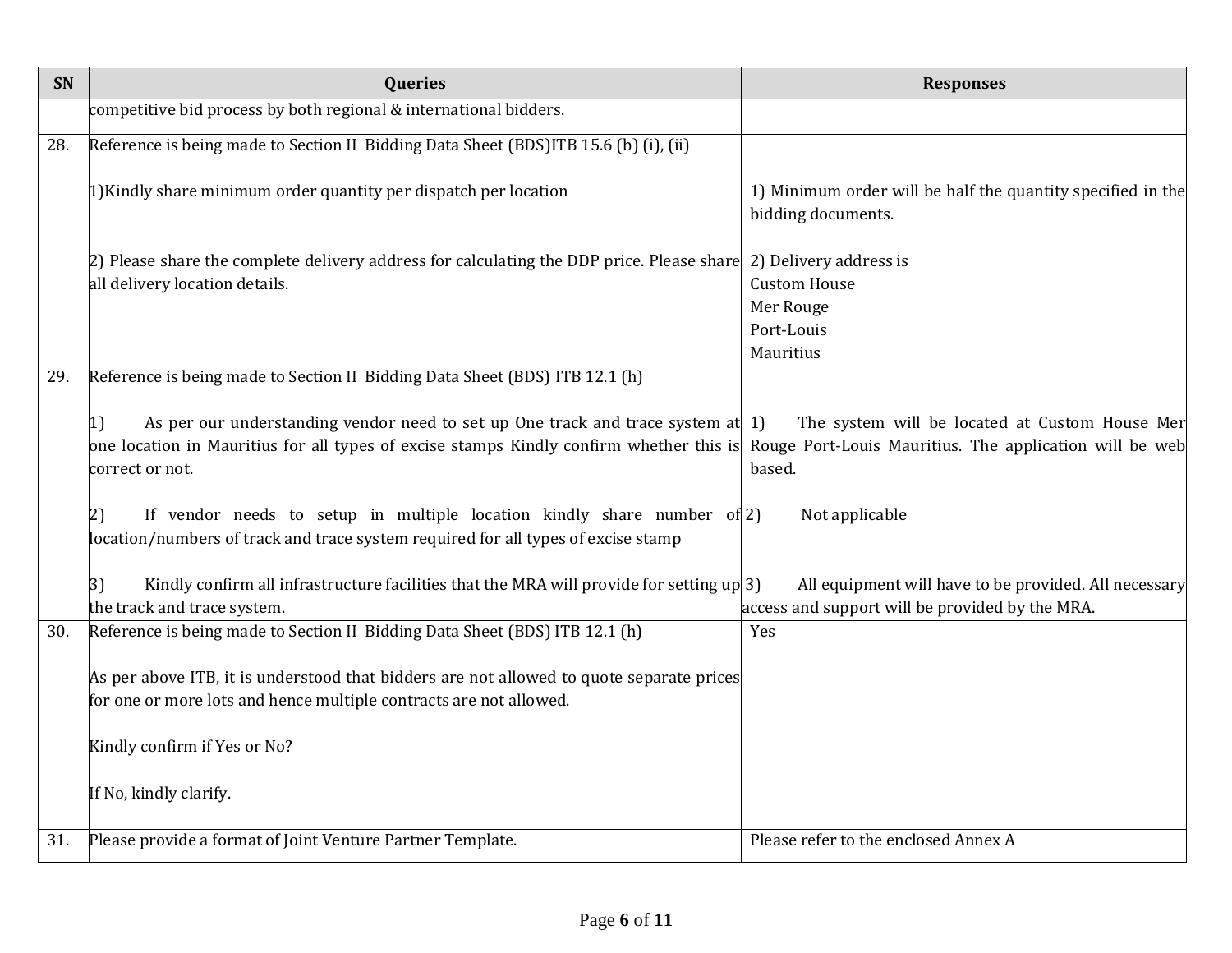| SN | Queries | Responses |
|---|---|---|
| | competitive bid process by both regional & international bidders. | |
| 28. | Reference is being made to Section II Bidding Data Sheet (BDS)ITB 15.6 (b) (i), (ii)<br><br>1)Kindly share minimum order quantity per dispatch per location<br><br>2) Please share the complete delivery address for calculating the DDP price. Please share all delivery location details. | 1) Minimum order will be half the quantity specified in the bidding documents.<br><br>2) Delivery address is<br>Custom House<br>Mer Rouge<br>Port-Louis<br>Mauritius |
| 29. | Reference is being made to Section II Bidding Data Sheet (BDS) ITB 12.1 (h)<br><br>1) As per our understanding vendor need to set up One track and trace system at one location in Mauritius for all types of excise stamps Kindly confirm whether this is correct or not.<br><br>2) If vendor needs to setup in multiple location kindly share number of location/numbers of track and trace system required for all types of excise stamp<br><br>3) Kindly confirm all infrastructure facilities that the MRA will provide for setting up the track and trace system. | 1) The system will be located at Custom House Mer Rouge Port-Louis Mauritius. The application will be web based.<br><br>2) Not applicable<br><br>3) All equipment will have to be provided. All necessary access and support will be provided by the MRA. |
| 30. | Reference is being made to Section II Bidding Data Sheet (BDS) ITB 12.1 (h)<br><br>As per above ITB, it is understood that bidders are not allowed to quote separate prices for one or more lots and hence multiple contracts are not allowed.<br><br>Kindly confirm if Yes or No?<br><br>If No, kindly clarify. | Yes |
| 31. | Please provide a format of Joint Venture Partner Template. | Please refer to the enclosed Annex A |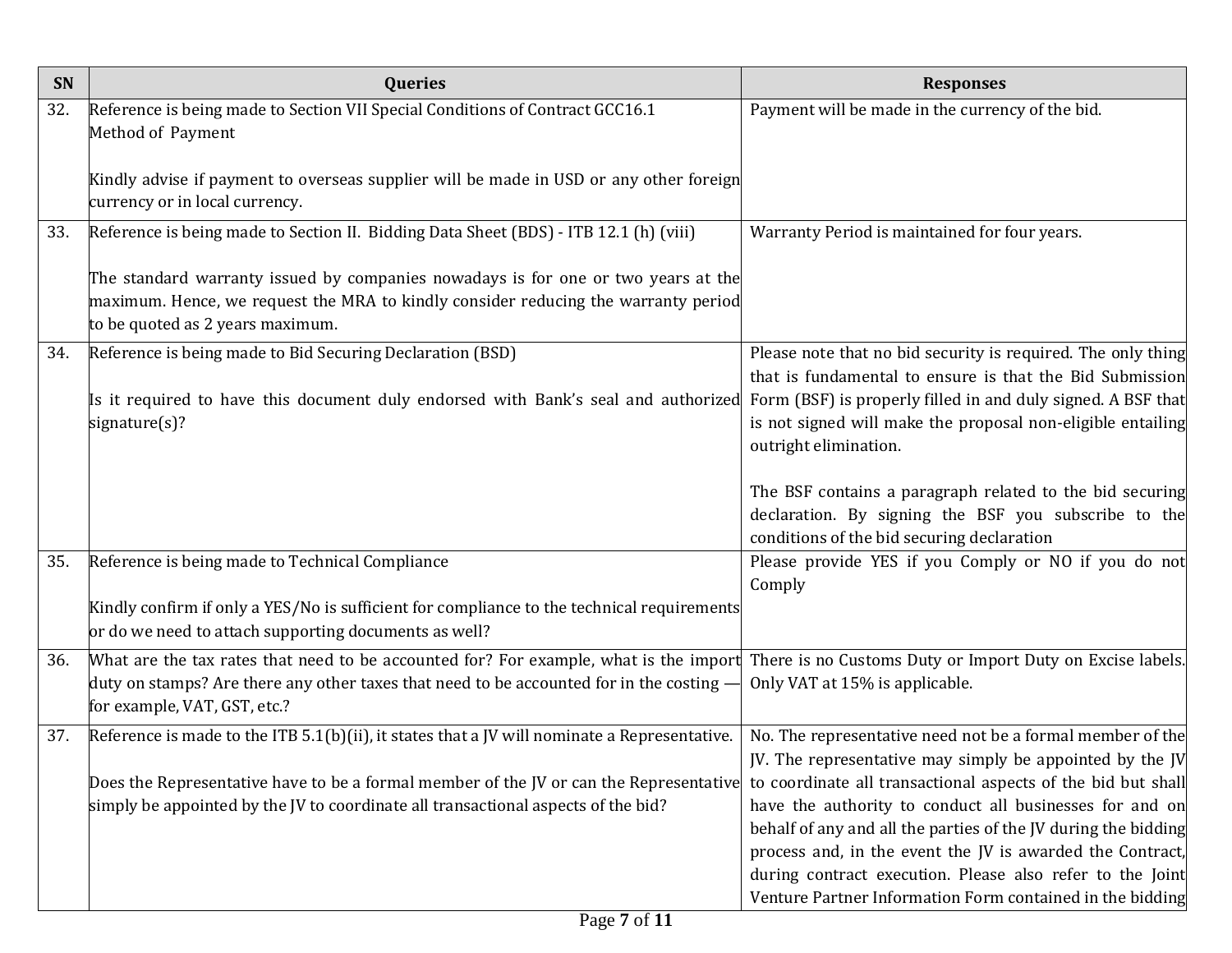| SN | Queries | Responses |
|---|---|---|
| 32. | Reference is being made to Section VII Special Conditions of Contract GCC16.1<br>Method of Payment<br><br>Kindly advise if payment to overseas supplier will be made in USD or any other foreign currency or in local currency. | Payment will be made in the currency of the bid. |
| 33. | Reference is being made to Section II. Bidding Data Sheet (BDS) - ITB 12.1 (h) (viii)<br><br>The standard warranty issued by companies nowadays is for one or two years at the maximum. Hence, we request the MRA to kindly consider reducing the warranty period to be quoted as 2 years maximum. | Warranty Period is maintained for four years. |
| 34. | Reference is being made to Bid Securing Declaration (BSD)<br><br>Is it required to have this document duly endorsed with Bank's seal and authorized signature(s)? | Please note that no bid security is required. The only thing that is fundamental to ensure is that the Bid Submission Form (BSF) is properly filled in and duly signed. A BSF that is not signed will make the proposal non-eligible entailing outright elimination.<br><br>The BSF contains a paragraph related to the bid securing declaration. By signing the BSF you subscribe to the conditions of the bid securing declaration |
| 35. | Reference is being made to Technical Compliance<br><br>Kindly confirm if only a YES/No is sufficient for compliance to the technical requirements or do we need to attach supporting documents as well? | Please provide YES if you Comply or NO if you do not Comply |
| 36. | What are the tax rates that need to be accounted for? For example, what is the import duty on stamps? Are there any other taxes that need to be accounted for in the costing — for example, VAT, GST, etc.? | There is no Customs Duty or Import Duty on Excise labels. Only VAT at 15% is applicable. |
| 37. | Reference is made to the ITB 5.1(b)(ii), it states that a JV will nominate a Representative.<br><br>Does the Representative have to be a formal member of the JV or can the Representative simply be appointed by the JV to coordinate all transactional aspects of the bid? | No. The representative need not be a formal member of the JV. The representative may simply be appointed by the JV to coordinate all transactional aspects of the bid but shall have the authority to conduct all businesses for and on behalf of any and all the parties of the JV during the bidding process and, in the event the JV is awarded the Contract, during contract execution. Please also refer to the Joint Venture Partner Information Form contained in the bidding |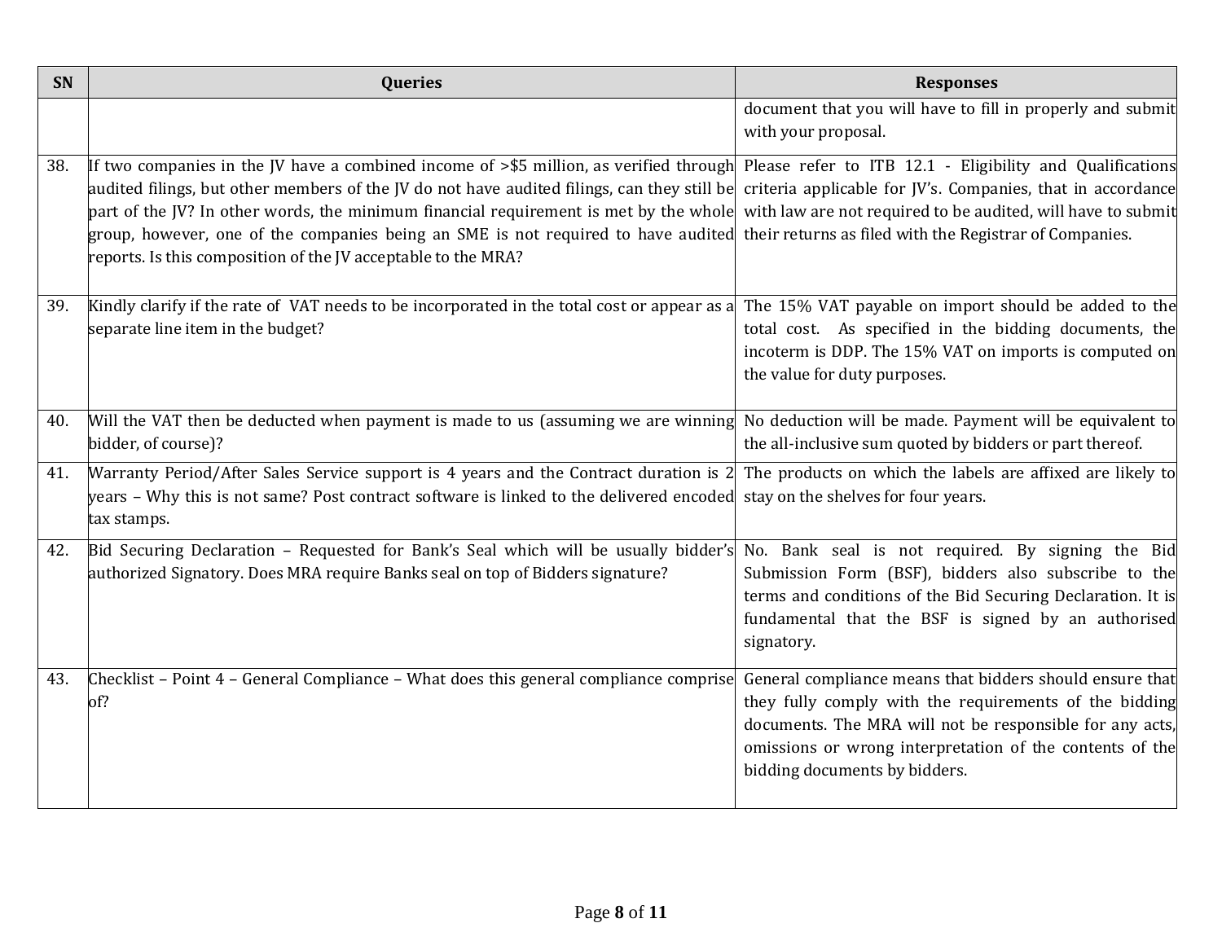| SN | Queries | Responses |
|---|---|---|
| | | document that you will have to fill in properly and submit with your proposal. |
| 38. | If two companies in the JV have a combined income of >$5 million, as verified through audited filings, but other members of the JV do not have audited filings, can they still be part of the JV? In other words, the minimum financial requirement is met by the whole group, however, one of the companies being an SME is not required to have audited reports. Is this composition of the JV acceptable to the MRA? | Please refer to ITB 12.1 - Eligibility and Qualifications criteria applicable for JV's. Companies, that in accordance with law are not required to be audited, will have to submit their returns as filed with the Registrar of Companies. |
| 39. | Kindly clarify if the rate of VAT needs to be incorporated in the total cost or appear as a separate line item in the budget? | The 15% VAT payable on import should be added to the total cost. As specified in the bidding documents, the incoterm is DDP. The 15% VAT on imports is computed on the value for duty purposes. |
| 40. | Will the VAT then be deducted when payment is made to us (assuming we are winning bidder, of course)? | No deduction will be made. Payment will be equivalent to the all-inclusive sum quoted by bidders or part thereof. |
| 41. | Warranty Period/After Sales Service support is 4 years and the Contract duration is 2 years – Why this is not same? Post contract software is linked to the delivered encoded tax stamps. | The products on which the labels are affixed are likely to stay on the shelves for four years. |
| 42. | Bid Securing Declaration – Requested for Bank's Seal which will be usually bidder's authorized Signatory. Does MRA require Banks seal on top of Bidders signature? | No. Bank seal is not required. By signing the Bid Submission Form (BSF), bidders also subscribe to the terms and conditions of the Bid Securing Declaration. It is fundamental that the BSF is signed by an authorised signatory. |
| 43. | Checklist – Point 4 – General Compliance – What does this general compliance comprise of? | General compliance means that bidders should ensure that they fully comply with the requirements of the bidding documents. The MRA will not be responsible for any acts, omissions or wrong interpretation of the contents of the bidding documents by bidders. |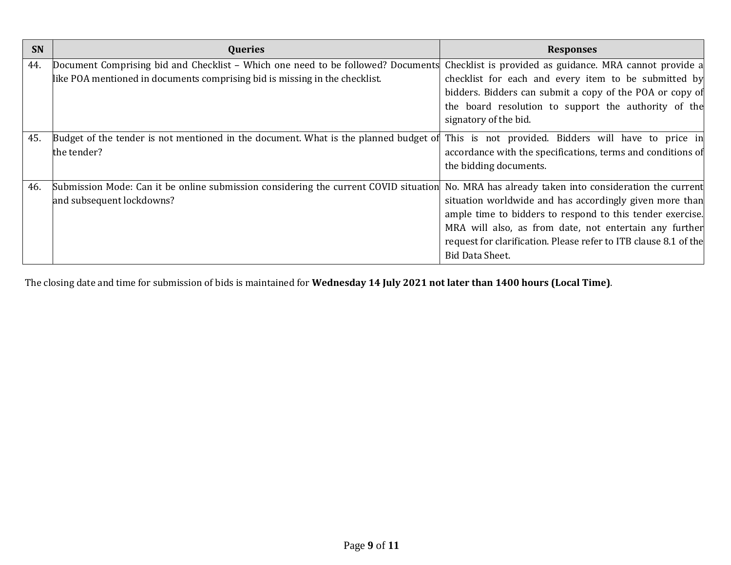| SN | Queries | Responses |
| --- | --- | --- |
| 44. | Document Comprising bid and Checklist – Which one need to be followed? Documents like POA mentioned in documents comprising bid is missing in the checklist. | Checklist is provided as guidance. MRA cannot provide a checklist for each and every item to be submitted by bidders. Bidders can submit a copy of the POA or copy of the board resolution to support the authority of the signatory of the bid. |
| 45. | Budget of the tender is not mentioned in the document. What is the planned budget of the tender? | This is not provided. Bidders will have to price in accordance with the specifications, terms and conditions of the bidding documents. |
| 46. | Submission Mode: Can it be online submission considering the current COVID situation and subsequent lockdowns? | No. MRA has already taken into consideration the current situation worldwide and has accordingly given more than ample time to bidders to respond to this tender exercise. MRA will also, as from date, not entertain any further request for clarification. Please refer to ITB clause 8.1 of the Bid Data Sheet. |

The closing date and time for submission of bids is maintained for **Wednesday 14 July 2021 not later than 1400 hours (Local Time)**.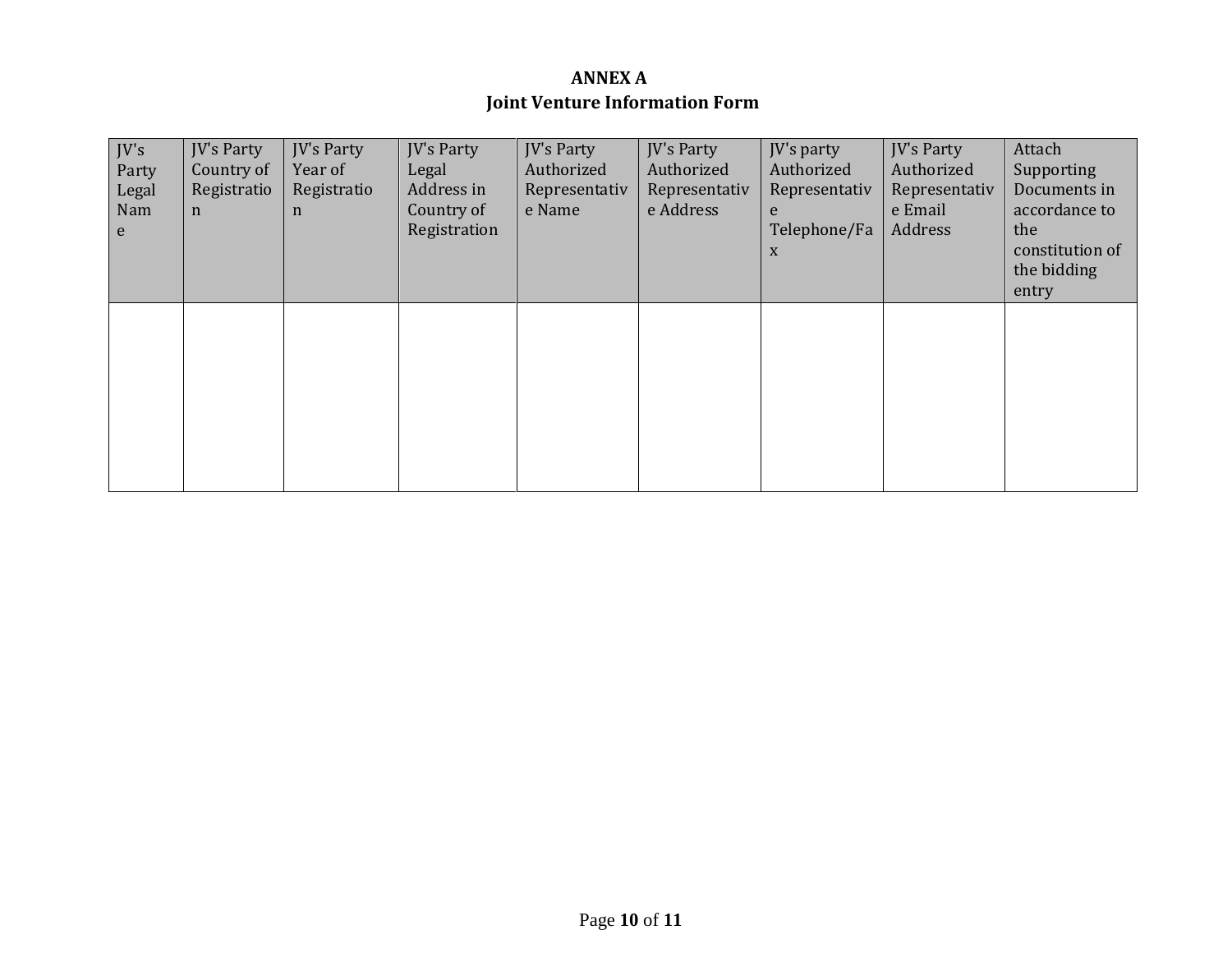**ANNEX A**

**Joint Venture Information Form**

| JV's Party Legal Name | JV's Party Country of Registration | JV's Party Year of Registration | JV's Party Legal Address in Country of Registration | JV's Party Authorized Representative Name | JV's Party Authorized Representative Address | JV's party Authorized Representative Telephone/Fax | JV's Party Authorized Representative Email Address | Attach Supporting Documents in accordance to the constitution of the bidding entry |
|---|---|---|---|---|---|---|---|---|
| | | | | | | | | |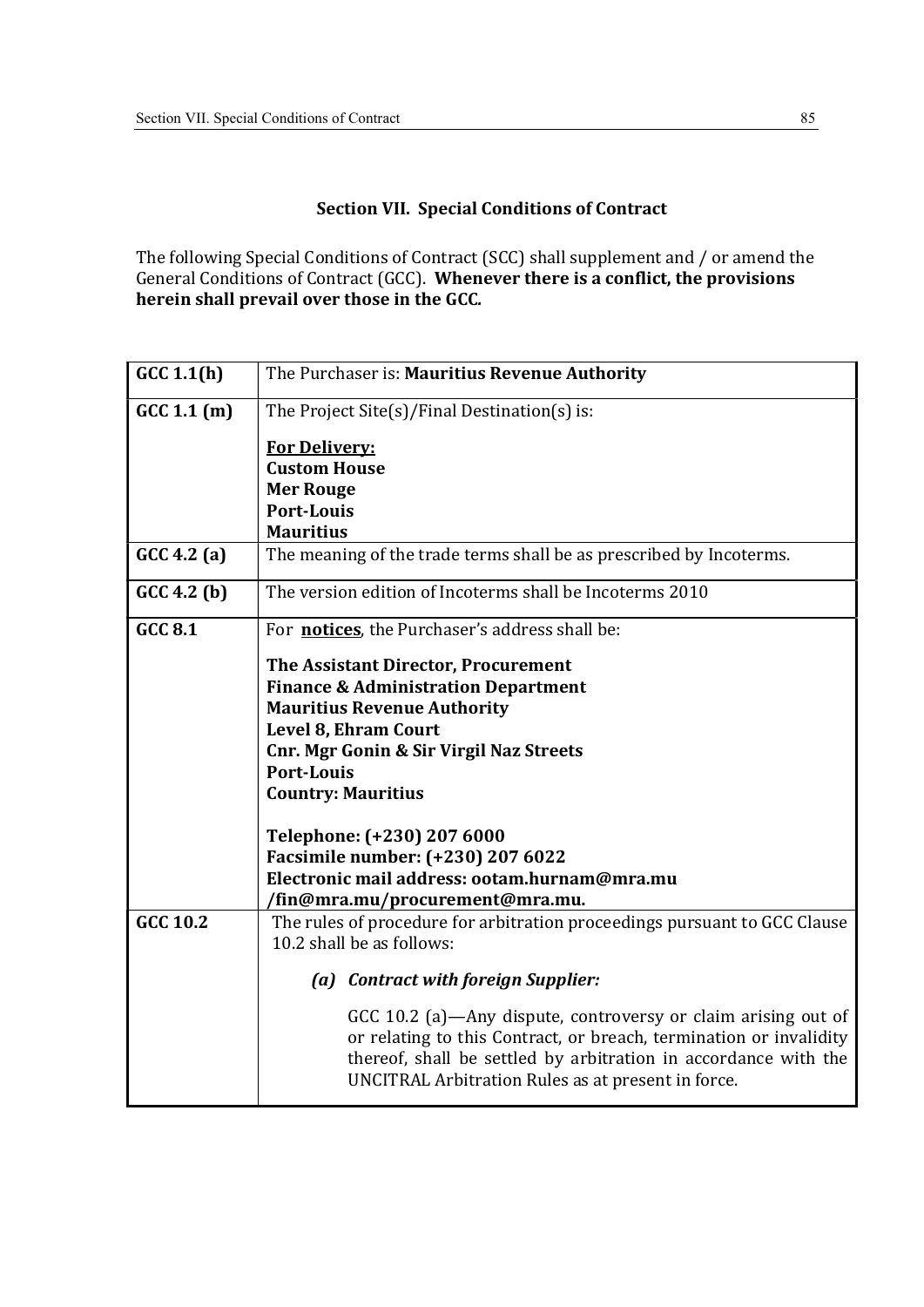## Section VII. Special Conditions of Contract

The following Special Conditions of Contract (SCC) shall supplement and / or amend the General Conditions of Contract (GCC). **Whenever there is a conflict, the provisions herein shall prevail over those in the GCC.**

| | |
|---|---|
| **GCC 1.1(h)** | The Purchaser is: **Mauritius Revenue Authority** |
| **GCC 1.1 (m)** | The Project Site(s)/Final Destination(s) is:<br><br>**<u>For Delivery:</u>**<br>**Custom House**<br>**Mer Rouge**<br>**Port-Louis**<br>**Mauritius** |
| **GCC 4.2 (a)** | The meaning of the trade terms shall be as prescribed by Incoterms. |
| **GCC 4.2 (b)** | The version edition of Incoterms shall be Incoterms 2010 |
| **GCC 8.1** | For **<u>notices</u>**, the Purchaser's address shall be:<br><br>**The Assistant Director, Procurement**<br>**Finance & Administration Department**<br>**Mauritius Revenue Authority**<br>**Level 8, Ehram Court**<br>**Cnr. Mgr Gonin & Sir Virgil Naz Streets**<br>**Port-Louis**<br>**Country: Mauritius**<br><br>**Telephone: (+230) 207 6000**<br>**Facsimile number: (+230) 207 6022**<br>**Electronic mail address: ootam.hurnam@mra.mu /fin@mra.mu/procurement@mra.mu.** |
| **GCC 10.2** | The rules of procedure for arbitration proceedings pursuant to GCC Clause 10.2 shall be as follows:<br><br>***(a) Contract with foreign Supplier:***<br><br>GCC 10.2 (a)—Any dispute, controversy or claim arising out of or relating to this Contract, or breach, termination or invalidity thereof, shall be settled by arbitration in accordance with the UNCITRAL Arbitration Rules as at present in force. |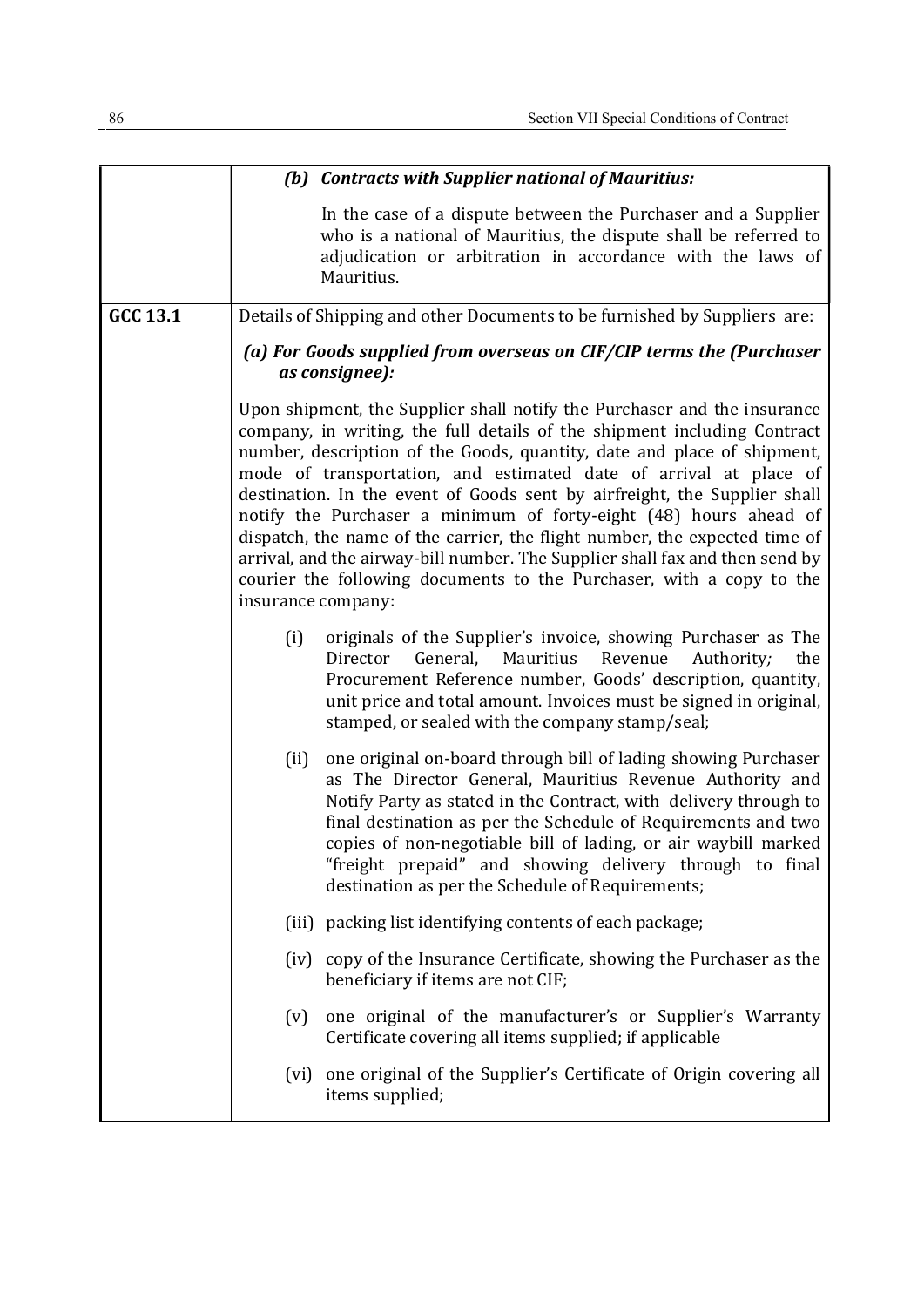| | |
|---|---|
| | ***(b) Contracts with Supplier national of Mauritius:***<br><br>In the case of a dispute between the Purchaser and a Supplier who is a national of Mauritius, the dispute shall be referred to adjudication or arbitration in accordance with the laws of Mauritius. |
| **GCC 13.1** | Details of Shipping and other Documents to be furnished by Suppliers are:<br><br>***(a) For Goods supplied from overseas on CIF/CIP terms the (Purchaser as consignee):***<br><br>Upon shipment, the Supplier shall notify the Purchaser and the insurance company, in writing, the full details of the shipment including Contract number, description of the Goods, quantity, date and place of shipment, mode of transportation, and estimated date of arrival at place of destination. In the event of Goods sent by airfreight, the Supplier shall notify the Purchaser a minimum of forty-eight (48) hours ahead of dispatch, the name of the carrier, the flight number, the expected time of arrival, and the airway-bill number. The Supplier shall fax and then send by courier the following documents to the Purchaser, with a copy to the insurance company:<br><br>(i) originals of the Supplier's invoice, showing Purchaser as The Director General, Mauritius Revenue Authority*;* the Procurement Reference number, Goods' description, quantity, unit price and total amount. Invoices must be signed in original, stamped, or sealed with the company stamp/seal;<br><br>(ii) one original on-board through bill of lading showing Purchaser as The Director General, Mauritius Revenue Authority and Notify Party as stated in the Contract, with delivery through to final destination as per the Schedule of Requirements and two copies of non-negotiable bill of lading, or air waybill marked "freight prepaid" and showing delivery through to final destination as per the Schedule of Requirements;<br><br>(iii) packing list identifying contents of each package;<br><br>(iv) copy of the Insurance Certificate, showing the Purchaser as the beneficiary if items are not CIF;<br><br>(v) one original of the manufacturer's or Supplier's Warranty Certificate covering all items supplied; if applicable<br><br>(vi) one original of the Supplier's Certificate of Origin covering all items supplied; |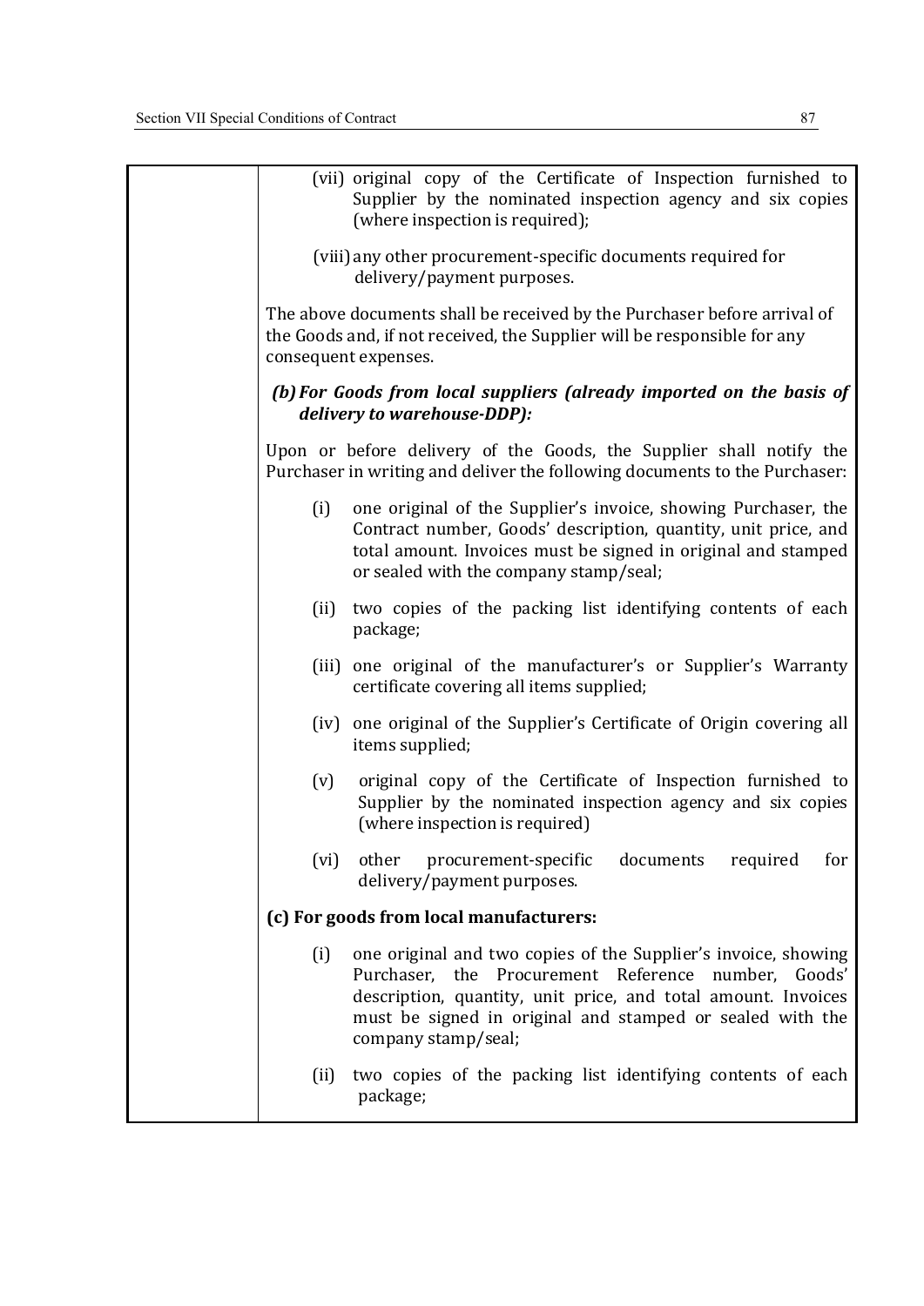(vii) original copy of the Certificate of Inspection furnished to Supplier by the nominated inspection agency and six copies (where inspection is required);

(viii) any other procurement-specific documents required for delivery/payment purposes.

The above documents shall be received by the Purchaser before arrival of the Goods and, if not received, the Supplier will be responsible for any consequent expenses.

***(b) For Goods from local suppliers (already imported on the basis of delivery to warehouse-DDP):***

Upon or before delivery of the Goods, the Supplier shall notify the Purchaser in writing and deliver the following documents to the Purchaser:

(i) one original of the Supplier's invoice, showing Purchaser, the Contract number, Goods' description, quantity, unit price, and total amount. Invoices must be signed in original and stamped or sealed with the company stamp/seal;

(ii) two copies of the packing list identifying contents of each package;

(iii) one original of the manufacturer's or Supplier's Warranty certificate covering all items supplied;

(iv) one original of the Supplier's Certificate of Origin covering all items supplied;

(v) original copy of the Certificate of Inspection furnished to Supplier by the nominated inspection agency and six copies (where inspection is required)

(vi) other procurement-specific documents required for delivery/payment purposes.

**(c) For goods from local manufacturers:**

(i) one original and two copies of the Supplier's invoice, showing Purchaser, the Procurement Reference number, Goods' description, quantity, unit price, and total amount. Invoices must be signed in original and stamped or sealed with the company stamp/seal;

(ii) two copies of the packing list identifying contents of each package;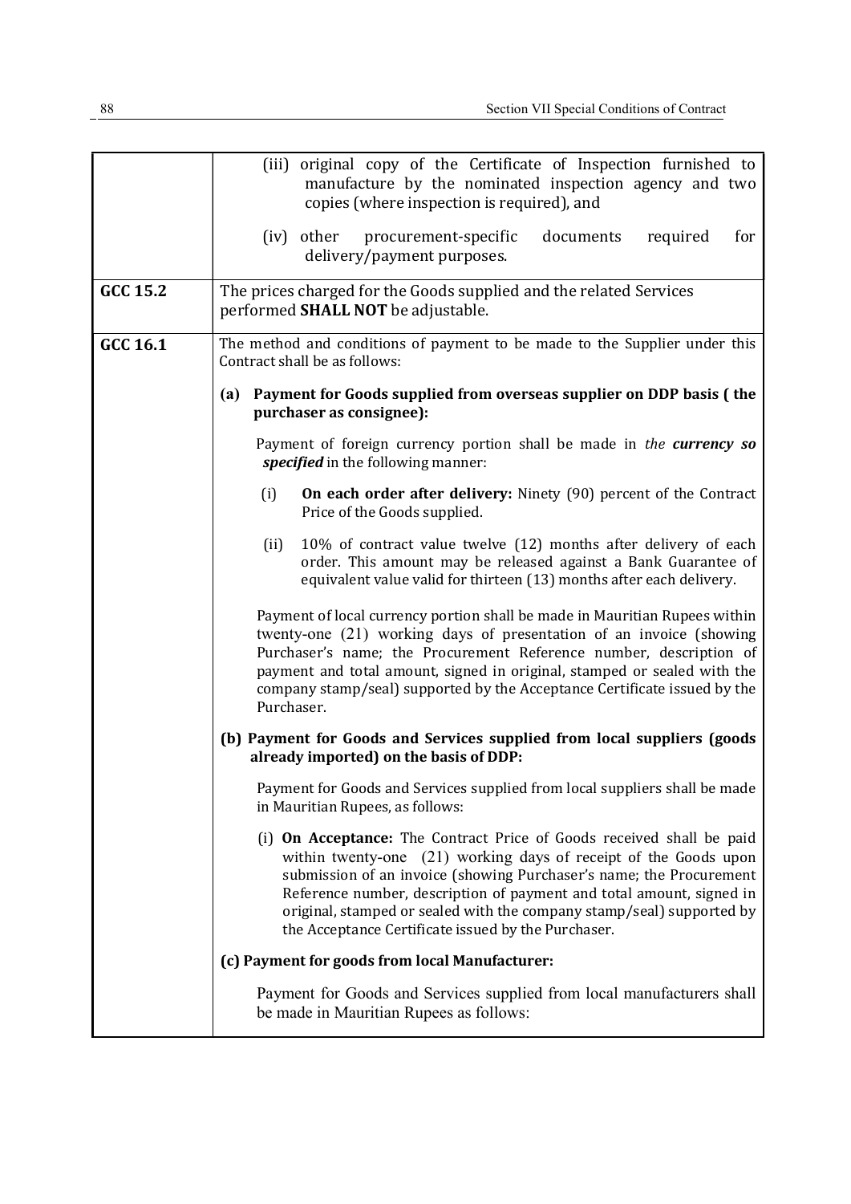| | |
|---|---|
| | (iii) original copy of the Certificate of Inspection furnished to manufacture by the nominated inspection agency and two copies (where inspection is required), and<br><br>(iv) other procurement-specific documents required for delivery/payment purposes. |
| **GCC 15.2** | The prices charged for the Goods supplied and the related Services performed **SHALL NOT** be adjustable. |
| **GCC 16.1** | The method and conditions of payment to be made to the Supplier under this Contract shall be as follows:<br><br>**(a) Payment for Goods supplied from overseas supplier on DDP basis ( the purchaser as consignee):**<br><br>Payment of foreign currency portion shall be made in *the* ***currency so specified*** in the following manner:<br><br>(i) **On each order after delivery:** Ninety (90) percent of the Contract Price of the Goods supplied.<br><br>(ii) 10% of contract value twelve (12) months after delivery of each order. This amount may be released against a Bank Guarantee of equivalent value valid for thirteen (13) months after each delivery.<br><br>Payment of local currency portion shall be made in Mauritian Rupees within twenty-one (21) working days of presentation of an invoice (showing Purchaser's name; the Procurement Reference number, description of payment and total amount, signed in original, stamped or sealed with the company stamp/seal) supported by the Acceptance Certificate issued by the Purchaser.<br><br>**(b) Payment for Goods and Services supplied from local suppliers (goods already imported) on the basis of DDP:**<br><br>Payment for Goods and Services supplied from local suppliers shall be made in Mauritian Rupees, as follows:<br><br>(i) **On Acceptance:** The Contract Price of Goods received shall be paid within twenty-one (21) working days of receipt of the Goods upon submission of an invoice (showing Purchaser's name; the Procurement Reference number, description of payment and total amount, signed in original, stamped or sealed with the company stamp/seal) supported by the Acceptance Certificate issued by the Purchaser.<br><br>**(c) Payment for goods from local Manufacturer:**<br><br>Payment for Goods and Services supplied from local manufacturers shall be made in Mauritian Rupees as follows: |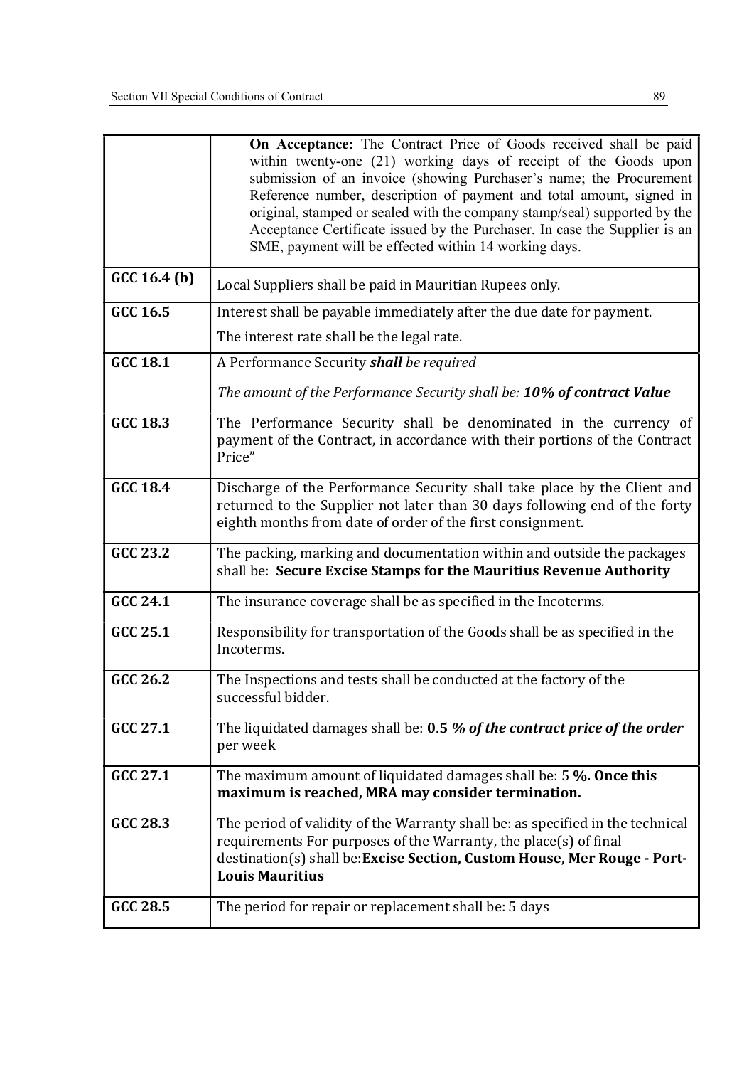| | |
|---|---|
| | **On Acceptance:** The Contract Price of Goods received shall be paid within twenty-one (21) working days of receipt of the Goods upon submission of an invoice (showing Purchaser's name; the Procurement Reference number, description of payment and total amount, signed in original, stamped or sealed with the company stamp/seal) supported by the Acceptance Certificate issued by the Purchaser. In case the Supplier is an SME, payment will be effected within 14 working days. |
| **GCC 16.4 (b)** | Local Suppliers shall be paid in Mauritian Rupees only. |
| **GCC 16.5** | Interest shall be payable immediately after the due date for payment.<br>The interest rate shall be the legal rate. |
| **GCC 18.1** | A Performance Security ***shall*** *be required*<br>*The amount of the Performance Security shall be:* ***10% of contract Value*** |
| **GCC 18.3** | The Performance Security shall be denominated in the currency of payment of the Contract, in accordance with their portions of the Contract Price" |
| **GCC 18.4** | Discharge of the Performance Security shall take place by the Client and returned to the Supplier not later than 30 days following end of the forty eighth months from date of order of the first consignment. |
| **GCC 23.2** | The packing, marking and documentation within and outside the packages shall be: **Secure Excise Stamps for the Mauritius Revenue Authority** |
| **GCC 24.1** | The insurance coverage shall be as specified in the Incoterms. |
| **GCC 25.1** | Responsibility for transportation of the Goods shall be as specified in the Incoterms. |
| **GCC 26.2** | The Inspections and tests shall be conducted at the factory of the successful bidder. |
| **GCC 27.1** | The liquidated damages shall be: **0.5** ***% of the contract price of the order*** per week |
| **GCC 27.1** | The maximum amount of liquidated damages shall be: 5 **%. Once this maximum is reached, MRA may consider termination.** |
| **GCC 28.3** | The period of validity of the Warranty shall be: as specified in the technical requirements For purposes of the Warranty, the place(s) of final destination(s) shall be:**Excise Section, Custom House, Mer Rouge - Port-Louis Mauritius** |
| **GCC 28.5** | The period for repair or replacement shall be: 5 days |